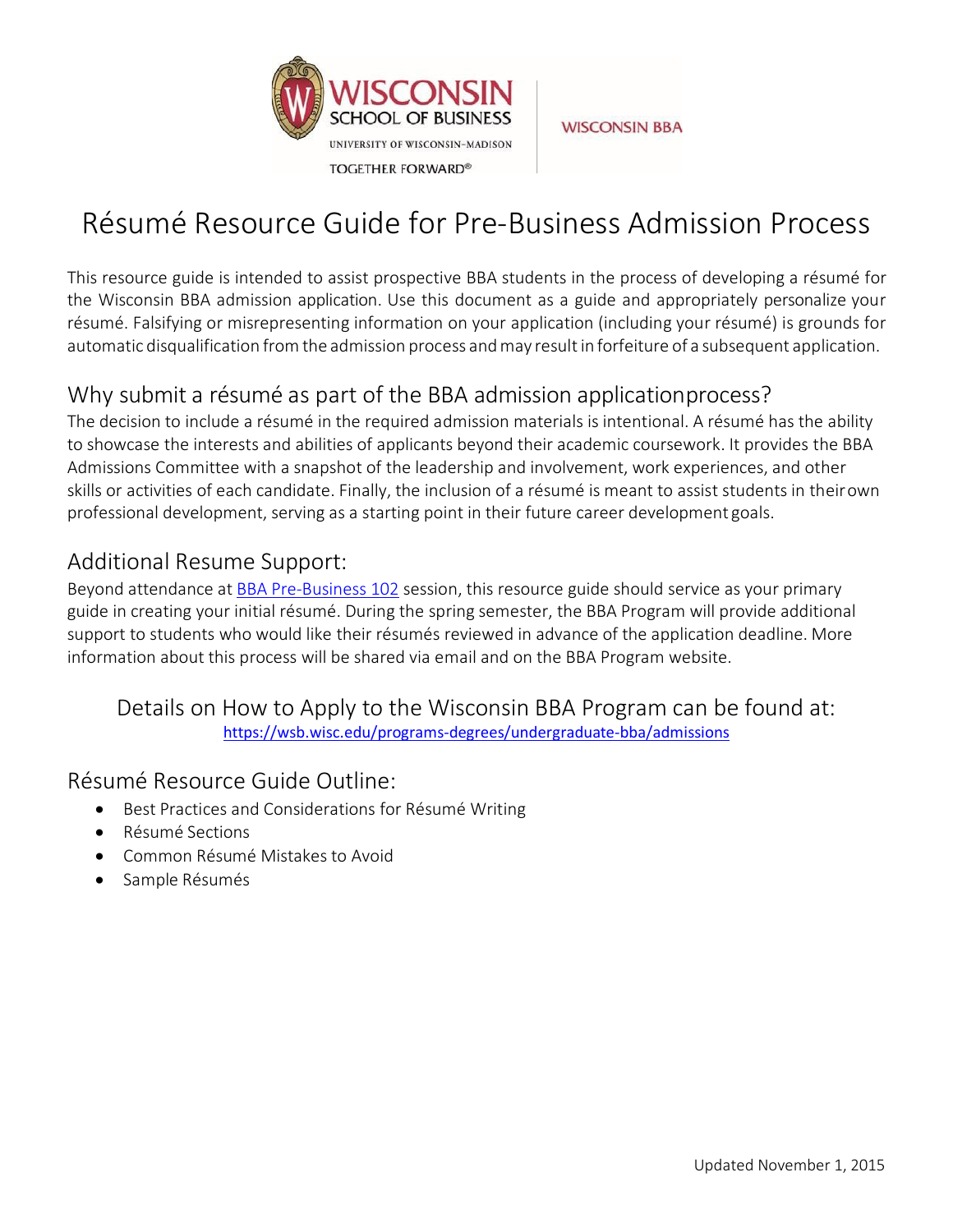WISCONSIN SCHOOL OF BUSINESS
UNIVERSITY OF WISCONSIN–MADISON
TOGETHER FORWARD®

WISCONSIN BBA

# Résumé Resource Guide for Pre-Business Admission Process

This resource guide is intended to assist prospective BBA students in the process of developing a résumé for the Wisconsin BBA admission application. Use this document as a guide and appropriately personalize your résumé. Falsifying or misrepresenting information on your application (including your résumé) is grounds for automatic disqualification from the admission process and may result in forfeiture of a subsequent application.

## Why submit a résumé as part of the BBA admission applicationprocess?

The decision to include a résumé in the required admission materials is intentional. A résumé has the ability to showcase the interests and abilities of applicants beyond their academic coursework. It provides the BBA Admissions Committee with a snapshot of the leadership and involvement, work experiences, and other skills or activities of each candidate. Finally, the inclusion of a résumé is meant to assist students in theirown professional development, serving as a starting point in their future career developmentgoals.

## Additional Resume Support:

Beyond attendance at BBA Pre-Business 102 session, this resource guide should service as your primary guide in creating your initial résumé. During the spring semester, the BBA Program will provide additional support to students who would like their résumés reviewed in advance of the application deadline. More information about this process will be shared via email and on the BBA Program website.

### Details on How to Apply to the Wisconsin BBA Program can be found at:

https://wsb.wisc.edu/programs-degrees/undergraduate-bba/admissions

## Résumé Resource Guide Outline:

- Best Practices and Considerations for Résumé Writing
- Résumé Sections
- Common Résumé Mistakes to Avoid
- Sample Résumés

Updated November 1, 2015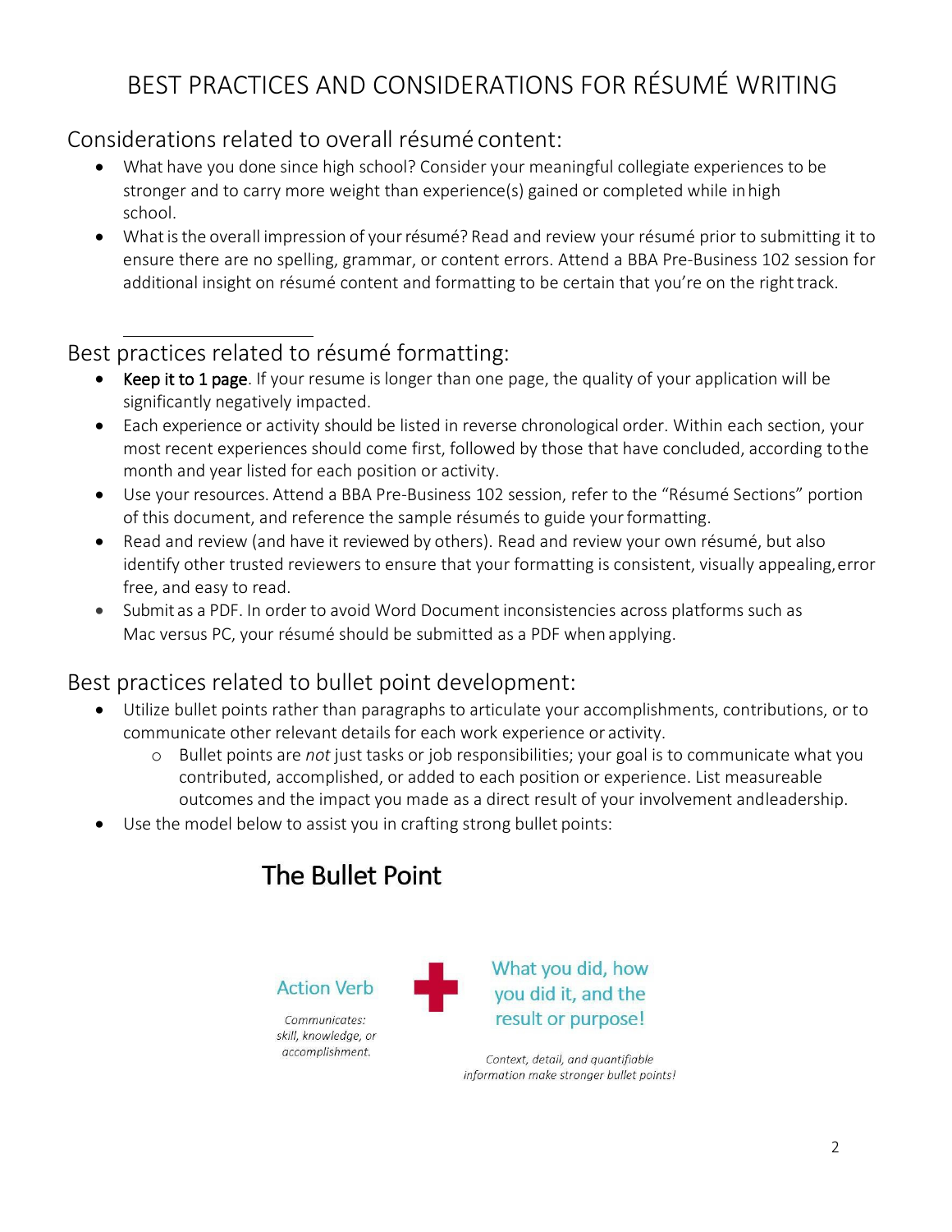# BEST PRACTICES AND CONSIDERATIONS FOR RÉSUMÉ WRITING

## Considerations related to overall résumé content:

- What have you done since high school? Consider your meaningful collegiate experiences to be stronger and to carry more weight than experience(s) gained or completed while in high school.
- What is the overall impression of your résumé? Read and review your résumé prior to submitting it to ensure there are no spelling, grammar, or content errors. Attend a BBA Pre-Business 102 session for additional insight on résumé content and formatting to be certain that you're on the right track.

## Best practices related to résumé formatting:

- Keep it to 1 page. If your resume is longer than one page, the quality of your application will be significantly negatively impacted.
- Each experience or activity should be listed in reverse chronological order. Within each section, your most recent experiences should come first, followed by those that have concluded, according to the month and year listed for each position or activity.
- Use your resources. Attend a BBA Pre-Business 102 session, refer to the "Résumé Sections" portion of this document, and reference the sample résumés to guide your formatting.
- Read and review (and have it reviewed by others). Read and review your own résumé, but also identify other trusted reviewers to ensure that your formatting is consistent, visually appealing, error free, and easy to read.
- Submit as a PDF. In order to avoid Word Document inconsistencies across platforms such as Mac versus PC, your résumé should be submitted as a PDF when applying.

## Best practices related to bullet point development:

- Utilize bullet points rather than paragraphs to articulate your accomplishments, contributions, or to communicate other relevant details for each work experience or activity.
  - Bullet points are *not* just tasks or job responsibilities; your goal is to communicate what you contributed, accomplished, or added to each position or experience. List measureable outcomes and the impact you made as a direct result of your involvement and leadership.
- Use the model below to assist you in crafting strong bullet points:

### The Bullet Point

**Action Verb** + **What you did, how you did it, and the result or purpose!**

*Communicates: skill, knowledge, or accomplishment.*

*Context, detail, and quantifiable information make stronger bullet points!*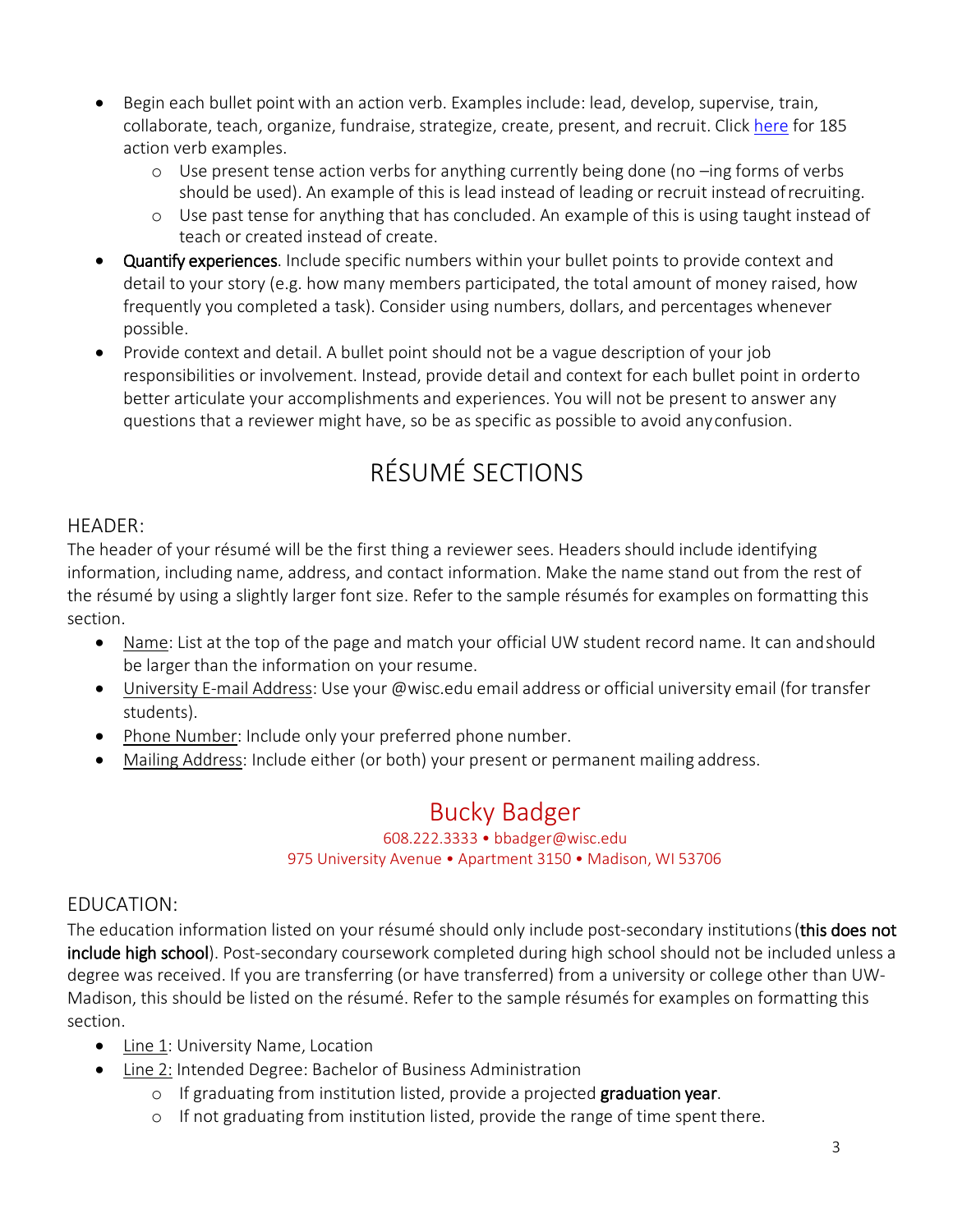- Begin each bullet point with an action verb. Examples include: lead, develop, supervise, train, collaborate, teach, organize, fundraise, strategize, create, present, and recruit. Click here for 185 action verb examples.
  - Use present tense action verbs for anything currently being done (no –ing forms of verbs should be used). An example of this is lead instead of leading or recruit instead of recruiting.
  - Use past tense for anything that has concluded. An example of this is using taught instead of teach or created instead of create.
- **Quantify experiences**. Include specific numbers within your bullet points to provide context and detail to your story (e.g. how many members participated, the total amount of money raised, how frequently you completed a task). Consider using numbers, dollars, and percentages whenever possible.
- Provide context and detail. A bullet point should not be a vague description of your job responsibilities or involvement. Instead, provide detail and context for each bullet point in order to better articulate your accomplishments and experiences. You will not be present to answer any questions that a reviewer might have, so be as specific as possible to avoid any confusion.

# RÉSUMÉ SECTIONS

## HEADER:

The header of your résumé will be the first thing a reviewer sees. Headers should include identifying information, including name, address, and contact information. Make the name stand out from the rest of the résumé by using a slightly larger font size. Refer to the sample résumés for examples on formatting this section.

- Name: List at the top of the page and match your official UW student record name. It can and should be larger than the information on your resume.
- University E-mail Address: Use your @wisc.edu email address or official university email (for transfer students).
- Phone Number: Include only your preferred phone number.
- Mailing Address: Include either (or both) your present or permanent mailing address.

Bucky Badger
608.222.3333 • bbadger@wisc.edu
975 University Avenue • Apartment 3150 • Madison, WI 53706

## EDUCATION:

The education information listed on your résumé should only include post-secondary institutions (**this does not include high school**). Post-secondary coursework completed during high school should not be included unless a degree was received. If you are transferring (or have transferred) from a university or college other than UW-Madison, this should be listed on the résumé. Refer to the sample résumés for examples on formatting this section.

- Line 1: University Name, Location
- Line 2: Intended Degree: Bachelor of Business Administration
  - If graduating from institution listed, provide a projected **graduation year**.
  - If not graduating from institution listed, provide the range of time spent there.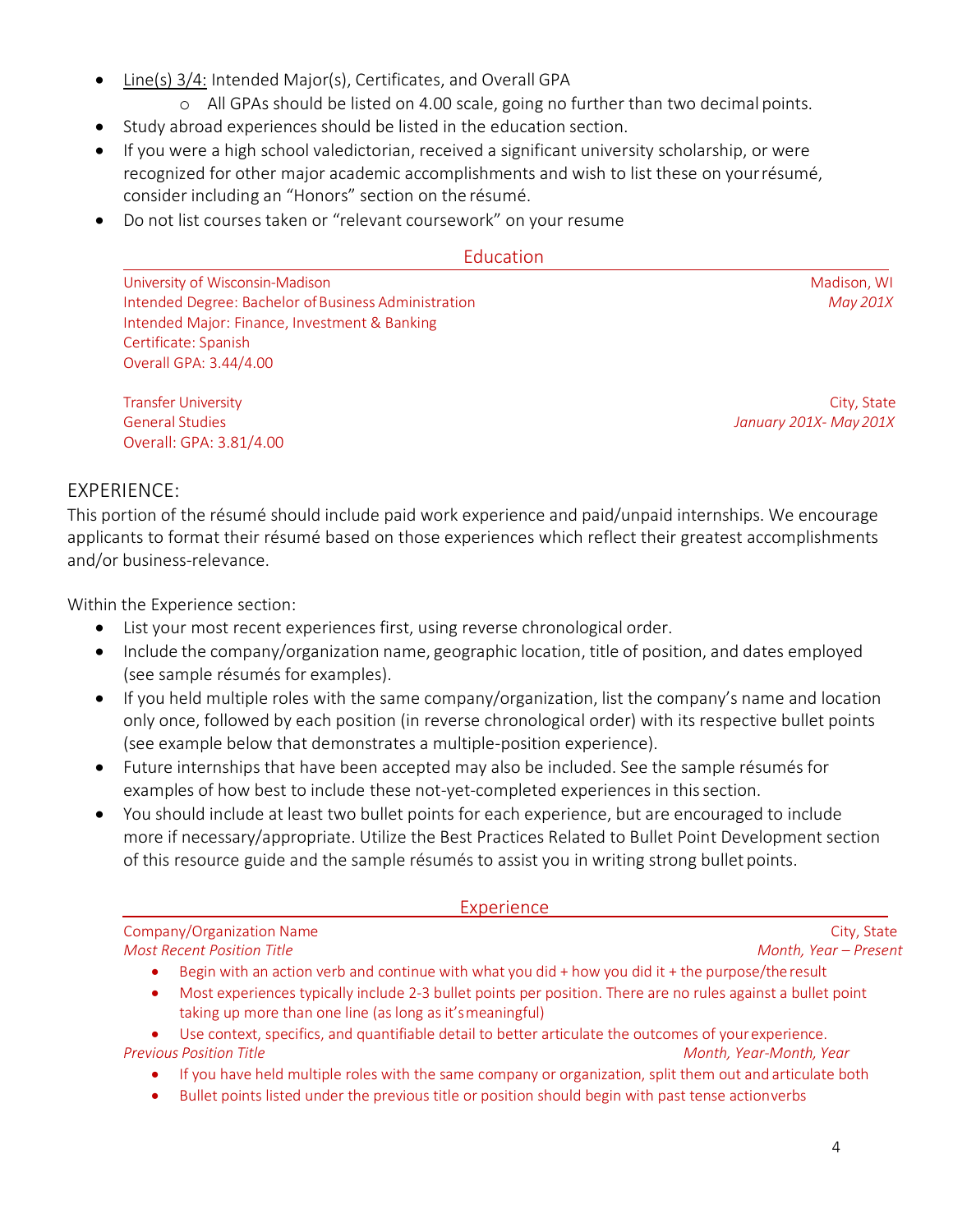- Line(s) 3/4: Intended Major(s), Certificates, and Overall GPA
  - All GPAs should be listed on 4.00 scale, going no further than two decimal points.
- Study abroad experiences should be listed in the education section.
- If you were a high school valedictorian, received a significant university scholarship, or were recognized for other major academic accomplishments and wish to list these on your résumé, consider including an "Honors" section on the résumé.
- Do not list courses taken or "relevant coursework" on your resume

## Education

University of Wisconsin-Madison — Madison, WI
Intended Degree: Bachelor of Business Administration — *May 201X*
Intended Major: Finance, Investment & Banking
Certificate: Spanish
Overall GPA: 3.44/4.00

Transfer University — City, State
General Studies — *January 201X- May 201X*
Overall: GPA: 3.81/4.00

## EXPERIENCE:

This portion of the résumé should include paid work experience and paid/unpaid internships. We encourage applicants to format their résumé based on those experiences which reflect their greatest accomplishments and/or business-relevance.

Within the Experience section:

- List your most recent experiences first, using reverse chronological order.
- Include the company/organization name, geographic location, title of position, and dates employed (see sample résumés for examples).
- If you held multiple roles with the same company/organization, list the company's name and location only once, followed by each position (in reverse chronological order) with its respective bullet points (see example below that demonstrates a multiple-position experience).
- Future internships that have been accepted may also be included. See the sample résumés for examples of how best to include these not-yet-completed experiences in this section.
- You should include at least two bullet points for each experience, but are encouraged to include more if necessary/appropriate. Utilize the Best Practices Related to Bullet Point Development section of this resource guide and the sample résumés to assist you in writing strong bullet points.

## Experience

Company/Organization Name — City, State
*Most Recent Position Title* — *Month, Year – Present*

- Begin with an action verb and continue with what you did + how you did it + the purpose/the result
- Most experiences typically include 2-3 bullet points per position. There are no rules against a bullet point taking up more than one line (as long as it's meaningful)
- Use context, specifics, and quantifiable detail to better articulate the outcomes of your experience.

*Previous Position Title* — *Month, Year-Month, Year*

- If you have held multiple roles with the same company or organization, split them out and articulate both
- Bullet points listed under the previous title or position should begin with past tense action verbs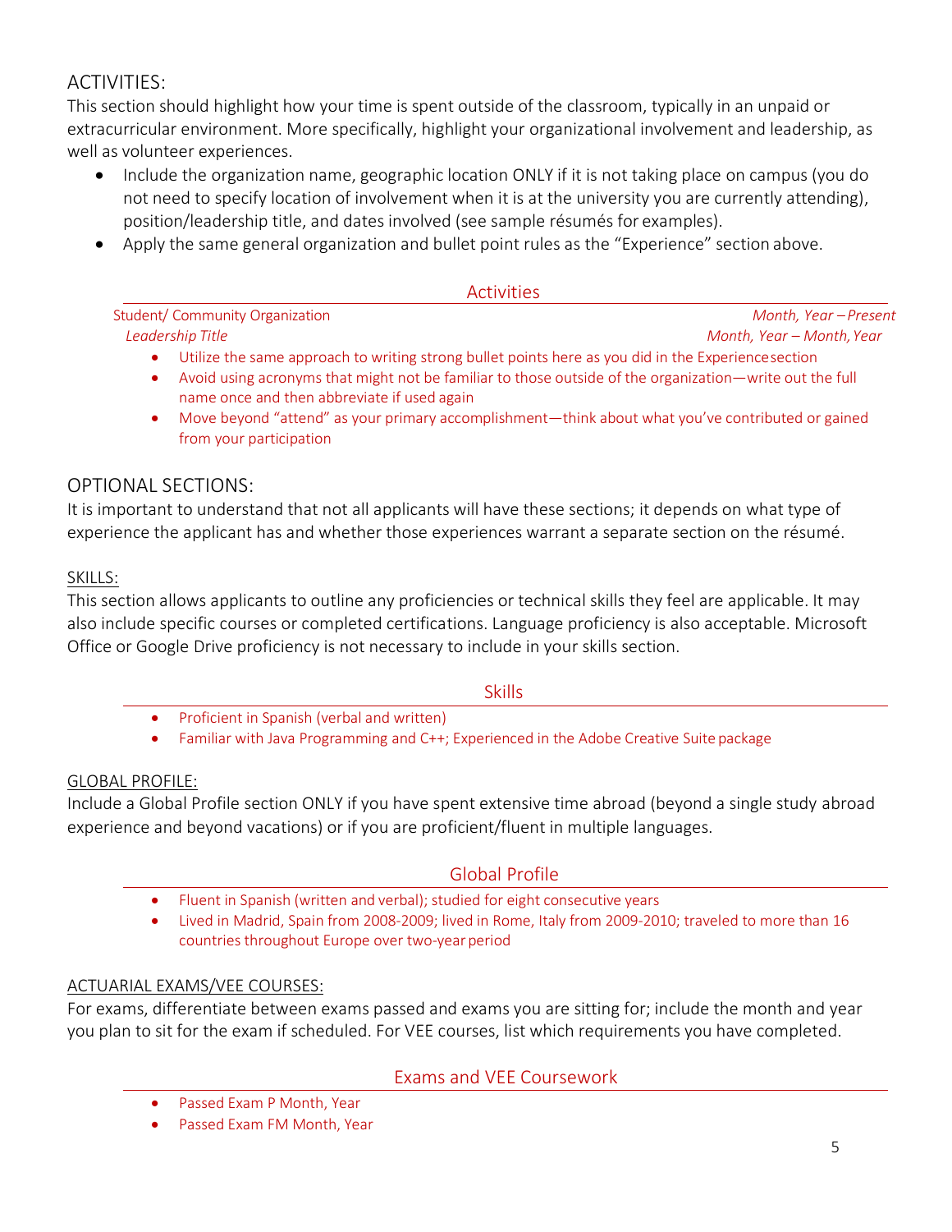## ACTIVITIES:

This section should highlight how your time is spent outside of the classroom, typically in an unpaid or extracurricular environment. More specifically, highlight your organizational involvement and leadership, as well as volunteer experiences.

- Include the organization name, geographic location ONLY if it is not taking place on campus (you do not need to specify location of involvement when it is at the university you are currently attending), position/leadership title, and dates involved (see sample résumés for examples).
- Apply the same general organization and bullet point rules as the "Experience" section above.

### Activities

Student/ Community Organization — *Month, Year – Present*

*Leadership Title* — *Month, Year – Month, Year*

- Utilize the same approach to writing strong bullet points here as you did in the Experience section
- Avoid using acronyms that might not be familiar to those outside of the organization—write out the full name once and then abbreviate if used again
- Move beyond "attend" as your primary accomplishment—think about what you've contributed or gained from your participation

## OPTIONAL SECTIONS:

It is important to understand that not all applicants will have these sections; it depends on what type of experience the applicant has and whether those experiences warrant a separate section on the résumé.

### SKILLS:

This section allows applicants to outline any proficiencies or technical skills they feel are applicable. It may also include specific courses or completed certifications. Language proficiency is also acceptable. Microsoft Office or Google Drive proficiency is not necessary to include in your skills section.

### Skills

- Proficient in Spanish (verbal and written)
- Familiar with Java Programming and C++; Experienced in the Adobe Creative Suite package

### GLOBAL PROFILE:

Include a Global Profile section ONLY if you have spent extensive time abroad (beyond a single study abroad experience and beyond vacations) or if you are proficient/fluent in multiple languages.

### Global Profile

- Fluent in Spanish (written and verbal); studied for eight consecutive years
- Lived in Madrid, Spain from 2008-2009; lived in Rome, Italy from 2009-2010; traveled to more than 16 countries throughout Europe over two-year period

### ACTUARIAL EXAMS/VEE COURSES:

For exams, differentiate between exams passed and exams you are sitting for; include the month and year you plan to sit for the exam if scheduled. For VEE courses, list which requirements you have completed.

### Exams and VEE Coursework

- Passed Exam P Month, Year
- Passed Exam FM Month, Year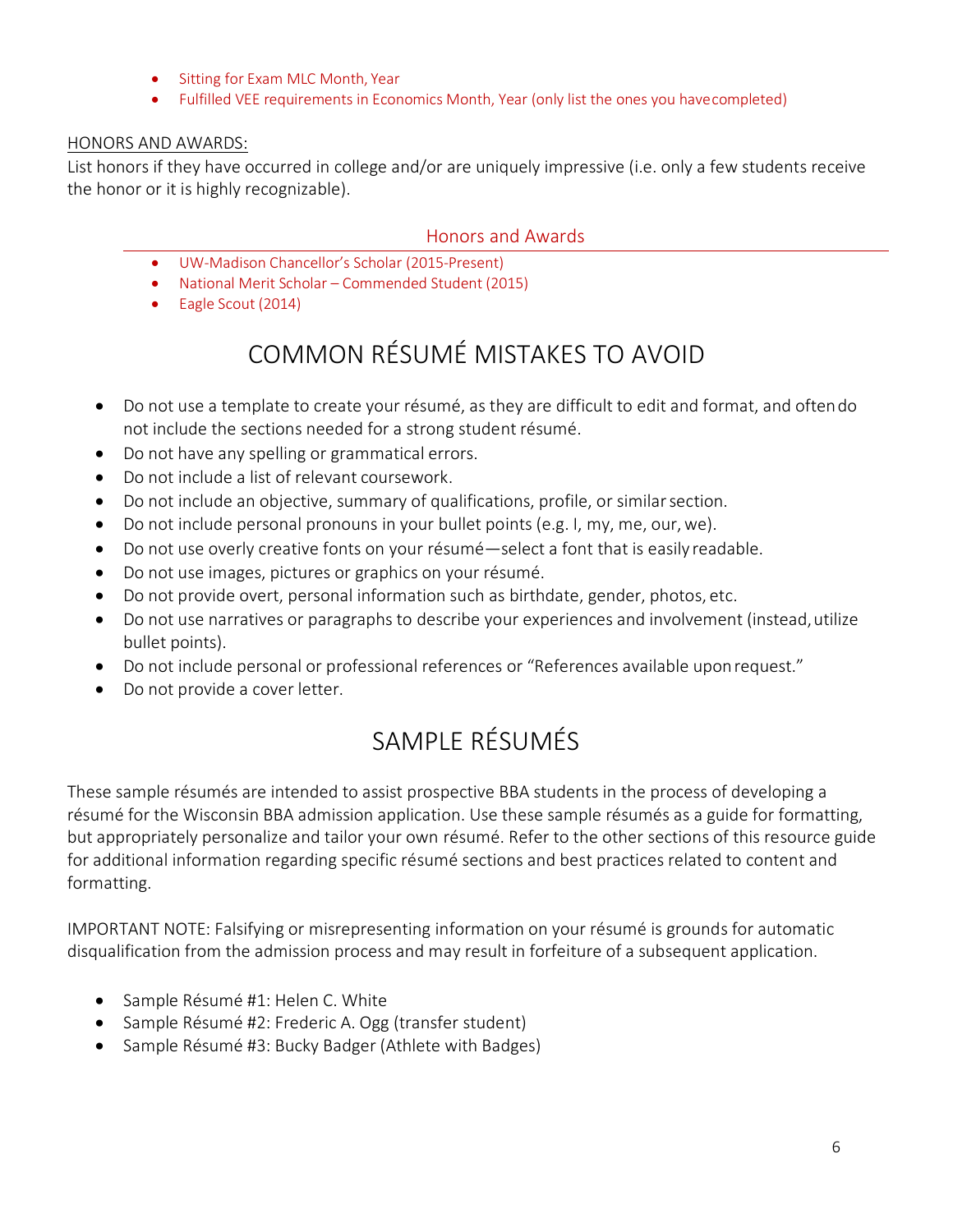- Sitting for Exam MLC Month, Year
- Fulfilled VEE requirements in Economics Month, Year (only list the ones you have completed)

HONORS AND AWARDS:

List honors if they have occurred in college and/or are uniquely impressive (i.e. only a few students receive the honor or it is highly recognizable).

### Honors and Awards

- UW-Madison Chancellor's Scholar (2015-Present)
- National Merit Scholar – Commended Student (2015)
- Eagle Scout (2014)

## COMMON RÉSUMÉ MISTAKES TO AVOID

- Do not use a template to create your résumé, as they are difficult to edit and format, and often do not include the sections needed for a strong student résumé.
- Do not have any spelling or grammatical errors.
- Do not include a list of relevant coursework.
- Do not include an objective, summary of qualifications, profile, or similar section.
- Do not include personal pronouns in your bullet points (e.g. I, my, me, our, we).
- Do not use overly creative fonts on your résumé—select a font that is easily readable.
- Do not use images, pictures or graphics on your résumé.
- Do not provide overt, personal information such as birthdate, gender, photos, etc.
- Do not use narratives or paragraphs to describe your experiences and involvement (instead, utilize bullet points).
- Do not include personal or professional references or "References available upon request."
- Do not provide a cover letter.

## SAMPLE RÉSUMÉS

These sample résumés are intended to assist prospective BBA students in the process of developing a résumé for the Wisconsin BBA admission application. Use these sample résumés as a guide for formatting, but appropriately personalize and tailor your own résumé. Refer to the other sections of this resource guide for additional information regarding specific résumé sections and best practices related to content and formatting.

IMPORTANT NOTE: Falsifying or misrepresenting information on your résumé is grounds for automatic disqualification from the admission process and may result in forfeiture of a subsequent application.

- Sample Résumé #1: Helen C. White
- Sample Résumé #2: Frederic A. Ogg (transfer student)
- Sample Résumé #3: Bucky Badger (Athlete with Badges)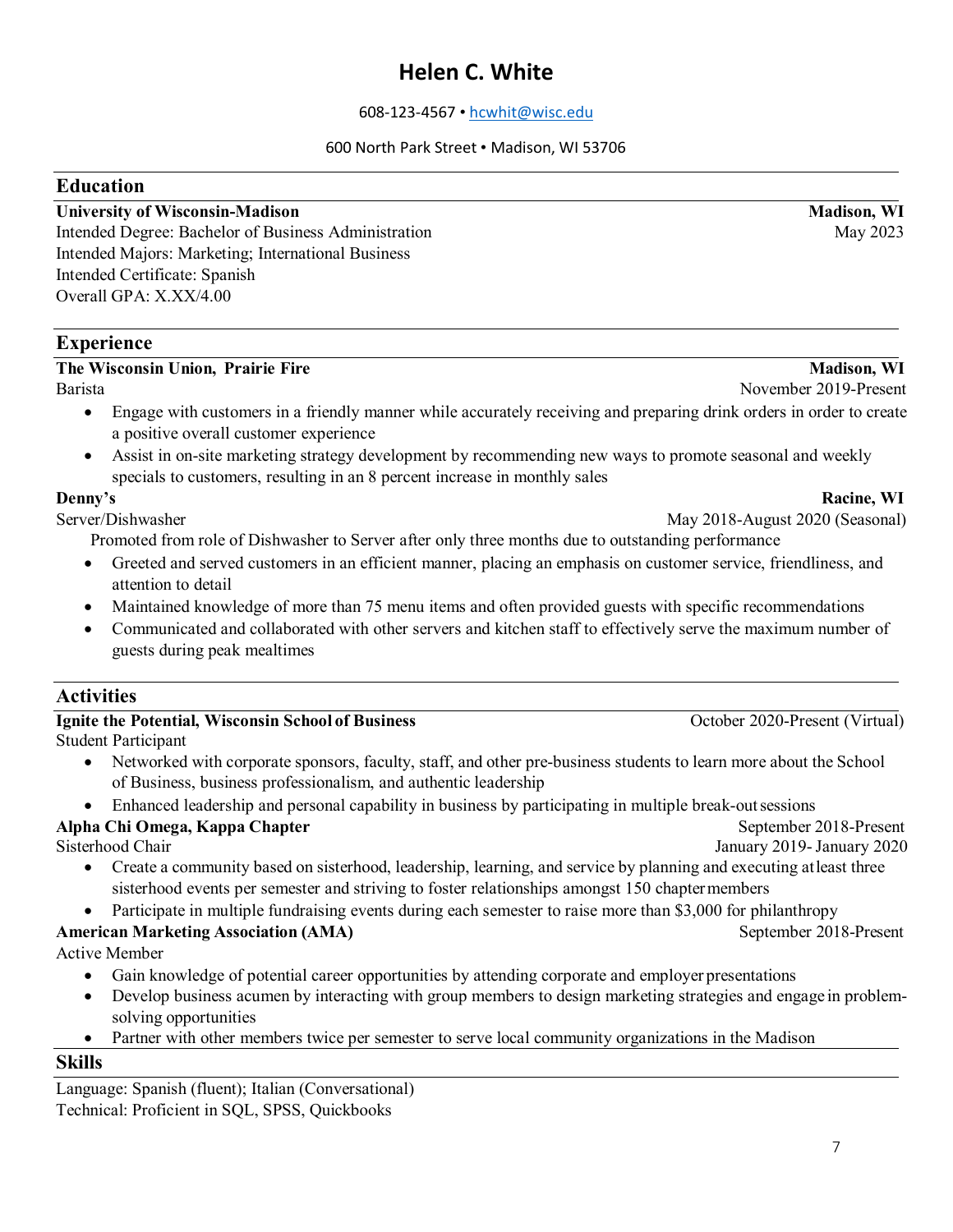# Helen C. White

608-123-4567 • hcwhit@wisc.edu

600 North Park Street • Madison, WI 53706

## Education

**University of Wisconsin-Madison** — **Madison, WI**
Intended Degree: Bachelor of Business Administration — May 2023
Intended Majors: Marketing; International Business
Intended Certificate: Spanish
Overall GPA: X.XX/4.00

## Experience

**The Wisconsin Union, Prairie Fire** — **Madison, WI**
Barista — November 2019-Present

- Engage with customers in a friendly manner while accurately receiving and preparing drink orders in order to create a positive overall customer experience
- Assist in on-site marketing strategy development by recommending new ways to promote seasonal and weekly specials to customers, resulting in an 8 percent increase in monthly sales

**Denny's** — **Racine, WI**
Server/Dishwasher — May 2018-August 2020 (Seasonal)

Promoted from role of Dishwasher to Server after only three months due to outstanding performance

- Greeted and served customers in an efficient manner, placing an emphasis on customer service, friendliness, and attention to detail
- Maintained knowledge of more than 75 menu items and often provided guests with specific recommendations
- Communicated and collaborated with other servers and kitchen staff to effectively serve the maximum number of guests during peak mealtimes

## Activities

**Ignite the Potential, Wisconsin School of Business** — October 2020-Present (Virtual)
Student Participant

- Networked with corporate sponsors, faculty, staff, and other pre-business students to learn more about the School of Business, business professionalism, and authentic leadership
- Enhanced leadership and personal capability in business by participating in multiple break-out sessions

**Alpha Chi Omega, Kappa Chapter** — September 2018-Present
Sisterhood Chair — January 2019- January 2020

- Create a community based on sisterhood, leadership, learning, and service by planning and executing at least three sisterhood events per semester and striving to foster relationships amongst 150 chapter members
- Participate in multiple fundraising events during each semester to raise more than $3,000 for philanthropy

**American Marketing Association (AMA)** — September 2018-Present
Active Member

- Gain knowledge of potential career opportunities by attending corporate and employer presentations
- Develop business acumen by interacting with group members to design marketing strategies and engage in problem-solving opportunities
- Partner with other members twice per semester to serve local community organizations in the Madison

## Skills

Language: Spanish (fluent); Italian (Conversational)
Technical: Proficient in SQL, SPSS, Quickbooks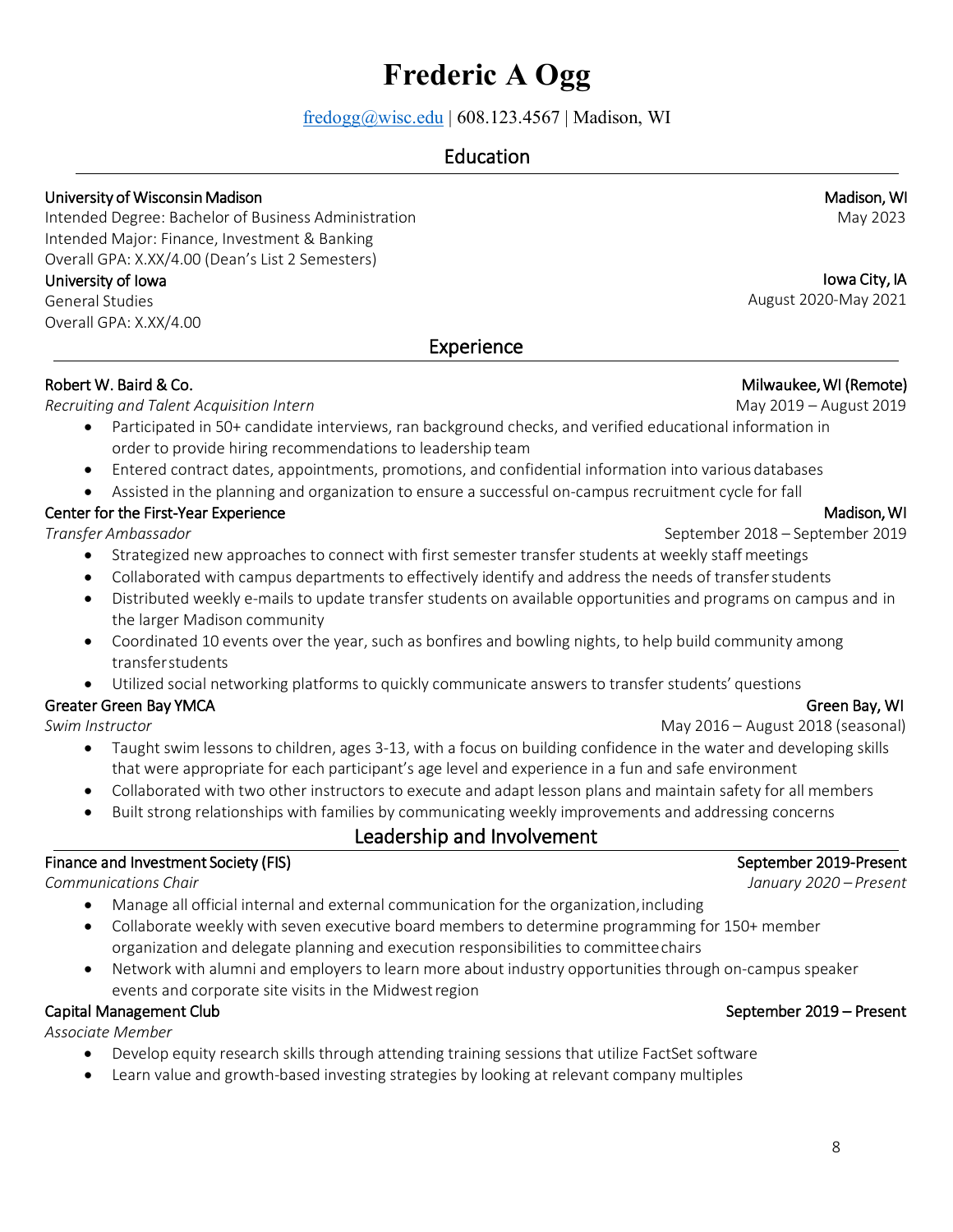# Frederic A Ogg

fredogg@wisc.edu | 608.123.4567 | Madison, WI

## Education

**University of Wisconsin Madison** — Madison, WI
Intended Degree: Bachelor of Business Administration — May 2023
Intended Major: Finance, Investment & Banking
Overall GPA: X.XX/4.00 (Dean's List 2 Semesters)

**University of Iowa** — Iowa City, IA
General Studies — August 2020-May 2021
Overall GPA: X.XX/4.00

## Experience

**Robert W. Baird & Co.** — Milwaukee, WI (Remote)
*Recruiting and Talent Acquisition Intern* — May 2019 – August 2019

- Participated in 50+ candidate interviews, ran background checks, and verified educational information in order to provide hiring recommendations to leadership team
- Entered contract dates, appointments, promotions, and confidential information into various databases
- Assisted in the planning and organization to ensure a successful on-campus recruitment cycle for fall

**Center for the First-Year Experience** — Madison, WI
*Transfer Ambassador* — September 2018 – September 2019

- Strategized new approaches to connect with first semester transfer students at weekly staff meetings
- Collaborated with campus departments to effectively identify and address the needs of transfer students
- Distributed weekly e-mails to update transfer students on available opportunities and programs on campus and in the larger Madison community
- Coordinated 10 events over the year, such as bonfires and bowling nights, to help build community among transfer students
- Utilized social networking platforms to quickly communicate answers to transfer students' questions

**Greater Green Bay YMCA** — Green Bay, WI
*Swim Instructor* — May 2016 – August 2018 (seasonal)

- Taught swim lessons to children, ages 3-13, with a focus on building confidence in the water and developing skills that were appropriate for each participant's age level and experience in a fun and safe environment
- Collaborated with two other instructors to execute and adapt lesson plans and maintain safety for all members
- Built strong relationships with families by communicating weekly improvements and addressing concerns

## Leadership and Involvement

**Finance and Investment Society (FIS)** — September 2019-Present
*Communications Chair* — *January 2020 – Present*

- Manage all official internal and external communication for the organization, including
- Collaborate weekly with seven executive board members to determine programming for 150+ member organization and delegate planning and execution responsibilities to committee chairs
- Network with alumni and employers to learn more about industry opportunities through on-campus speaker events and corporate site visits in the Midwest region

**Capital Management Club** — September 2019 – Present
*Associate Member*

- Develop equity research skills through attending training sessions that utilize FactSet software
- Learn value and growth-based investing strategies by looking at relevant company multiples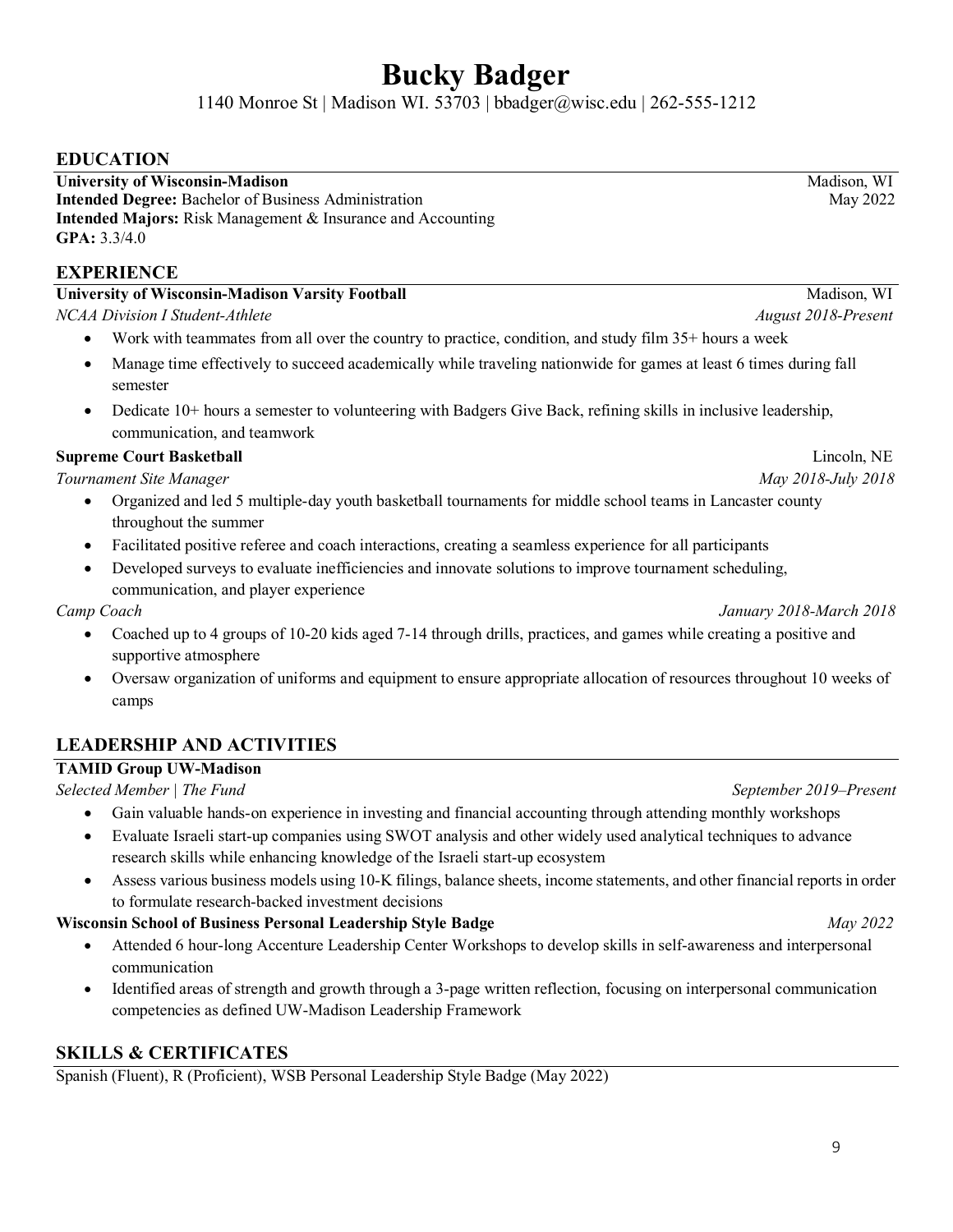# Bucky Badger

1140 Monroe St | Madison WI. 53703 | bbadger@wisc.edu | 262-555-1212

## EDUCATION

**University of Wisconsin-Madison** Madison, WI
**Intended Degree:** Bachelor of Business Administration May 2022
**Intended Majors:** Risk Management & Insurance and Accounting
**GPA:** 3.3/4.0

## EXPERIENCE

**University of Wisconsin-Madison Varsity Football** Madison, WI
*NCAA Division I Student-Athlete* *August 2018-Present*

- Work with teammates from all over the country to practice, condition, and study film 35+ hours a week
- Manage time effectively to succeed academically while traveling nationwide for games at least 6 times during fall semester
- Dedicate 10+ hours a semester to volunteering with Badgers Give Back, refining skills in inclusive leadership, communication, and teamwork

**Supreme Court Basketball** Lincoln, NE
*Tournament Site Manager* *May 2018-July 2018*

- Organized and led 5 multiple-day youth basketball tournaments for middle school teams in Lancaster county throughout the summer
- Facilitated positive referee and coach interactions, creating a seamless experience for all participants
- Developed surveys to evaluate inefficiencies and innovate solutions to improve tournament scheduling, communication, and player experience

*Camp Coach* *January 2018-March 2018*

- Coached up to 4 groups of 10-20 kids aged 7-14 through drills, practices, and games while creating a positive and supportive atmosphere
- Oversaw organization of uniforms and equipment to ensure appropriate allocation of resources throughout 10 weeks of camps

## LEADERSHIP AND ACTIVITIES

**TAMID Group UW-Madison**
*Selected Member | The Fund* *September 2019–Present*

- Gain valuable hands-on experience in investing and financial accounting through attending monthly workshops
- Evaluate Israeli start-up companies using SWOT analysis and other widely used analytical techniques to advance research skills while enhancing knowledge of the Israeli start-up ecosystem
- Assess various business models using 10-K filings, balance sheets, income statements, and other financial reports in order to formulate research-backed investment decisions

**Wisconsin School of Business Personal Leadership Style Badge** *May 2022*

- Attended 6 hour-long Accenture Leadership Center Workshops to develop skills in self-awareness and interpersonal communication
- Identified areas of strength and growth through a 3-page written reflection, focusing on interpersonal communication competencies as defined UW-Madison Leadership Framework

## SKILLS & CERTIFICATES

Spanish (Fluent), R (Proficient), WSB Personal Leadership Style Badge (May 2022)